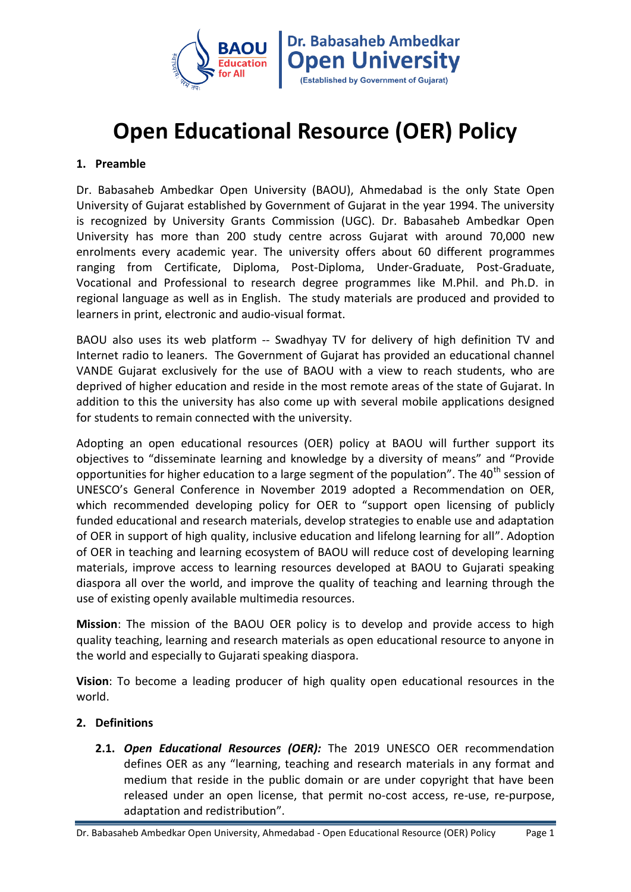# Open Educational Resource (OER) Policy

## 1. Preamble

Dr. Babasaheb Ambedkar Open University (BAOU), Ahmedabad is the only State Open University of Gujarat established by Government of Gujarat in the year 1994. The university is recognized by University Grants Commission (UGC). Dr. Babasaheb Ambedkar Open University has more than 200 study centre across Gujarat with around 70,000 new enrolments every academic year. The university offers about 60 different programmes ranging from Certificate, Diploma, Post-Diploma, Under-Graduate, Post-Graduate, Vocational and Professional to research degree programmes like M.Phil. and Ph.D. in regional language as well as in English. The study materials are produced and provided to learners in print, electronic and audio-visual format.

BAOU also uses its web platform -- Swadhyay TV for delivery of high definition TV and Internet radio to leaners. The Government of Gujarat has provided an educational channel VANDE Gujarat exclusively for the use of BAOU with a view to reach students, who are deprived of higher education and reside in the most remote areas of the state of Gujarat. In addition to this the university has also come up with several mobile applications designed for students to remain connected with the university.

Adopting an open educational resources (OER) policy at BAOU will further support its objectives to "disseminate learning and knowledge by a diversity of means" and "Provide opportunities for higher education to a large segment of the population". The 40th session of UNESCO's General Conference in November 2019 adopted a Recommendation on OER, which recommended developing policy for OER to "support open licensing of publicly funded educational and research materials, develop strategies to enable use and adaptation of OER in support of high quality, inclusive education and lifelong learning for all". Adoption of OER in teaching and learning ecosystem of BAOU will reduce cost of developing learning materials, improve access to learning resources developed at BAOU to Gujarati speaking diaspora all over the world, and improve the quality of teaching and learning through the use of existing openly available multimedia resources.

**Mission**: The mission of the BAOU OER policy is to develop and provide access to high quality teaching, learning and research materials as open educational resource to anyone in the world and especially to Gujarati speaking diaspora.

**Vision**: To become a leading producer of high quality open educational resources in the world.

## 2. Definitions

**2.1.** ***Open Educational Resources (OER):*** The 2019 UNESCO OER recommendation defines OER as any "learning, teaching and research materials in any format and medium that reside in the public domain or are under copyright that have been released under an open license, that permit no-cost access, re-use, re-purpose, adaptation and redistribution".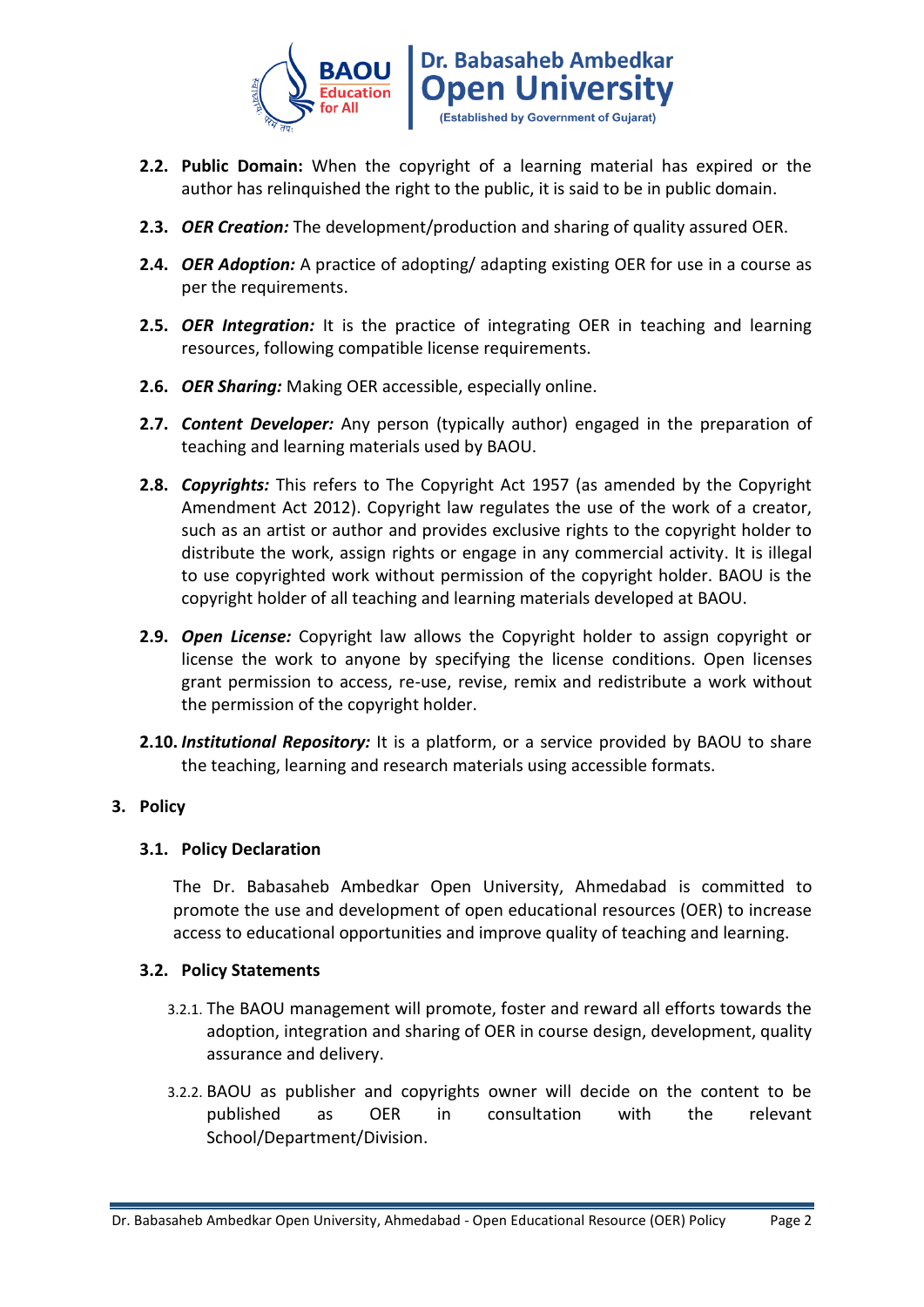**2.2. Public Domain:** When the copyright of a learning material has expired or the author has relinquished the right to the public, it is said to be in public domain.

**2.3. *OER Creation:*** The development/production and sharing of quality assured OER.

**2.4. *OER Adoption:*** A practice of adopting/ adapting existing OER for use in a course as per the requirements.

**2.5. *OER Integration:*** It is the practice of integrating OER in teaching and learning resources, following compatible license requirements.

**2.6. *OER Sharing:*** Making OER accessible, especially online.

**2.7. *Content Developer:*** Any person (typically author) engaged in the preparation of teaching and learning materials used by BAOU.

**2.8. *Copyrights:*** This refers to The Copyright Act 1957 (as amended by the Copyright Amendment Act 2012). Copyright law regulates the use of the work of a creator, such as an artist or author and provides exclusive rights to the copyright holder to distribute the work, assign rights or engage in any commercial activity. It is illegal to use copyrighted work without permission of the copyright holder. BAOU is the copyright holder of all teaching and learning materials developed at BAOU.

**2.9. *Open License:*** Copyright law allows the Copyright holder to assign copyright or license the work to anyone by specifying the license conditions. Open licenses grant permission to access, re-use, revise, remix and redistribute a work without the permission of the copyright holder.

**2.10. *Institutional Repository:*** It is a platform, or a service provided by BAOU to share the teaching, learning and research materials using accessible formats.

## 3. Policy

### 3.1. Policy Declaration

The Dr. Babasaheb Ambedkar Open University, Ahmedabad is committed to promote the use and development of open educational resources (OER) to increase access to educational opportunities and improve quality of teaching and learning.

### 3.2. Policy Statements

3.2.1. The BAOU management will promote, foster and reward all efforts towards the adoption, integration and sharing of OER in course design, development, quality assurance and delivery.

3.2.2. BAOU as publisher and copyrights owner will decide on the content to be published as OER in consultation with the relevant School/Department/Division.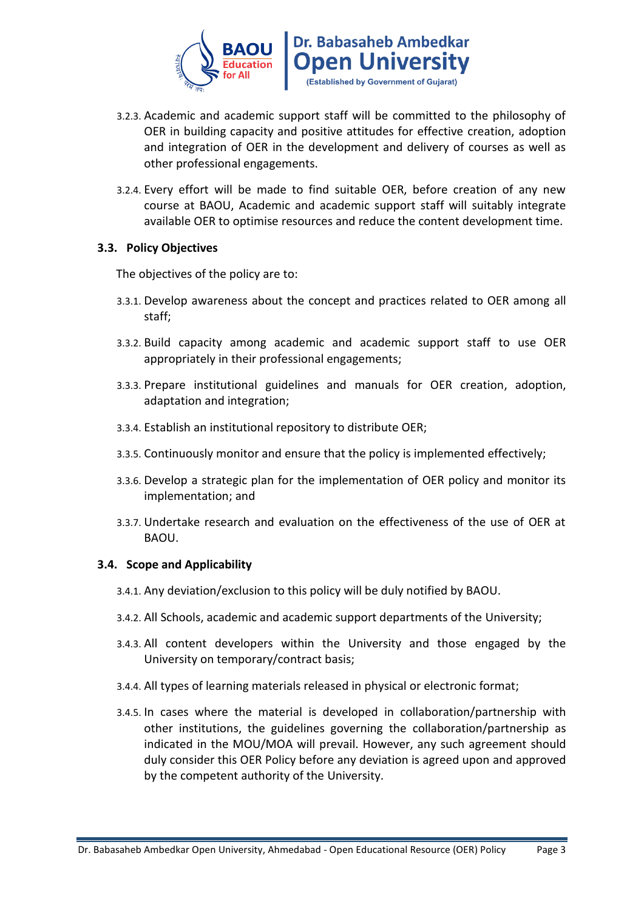3.2.3. Academic and academic support staff will be committed to the philosophy of OER in building capacity and positive attitudes for effective creation, adoption and integration of OER in the development and delivery of courses as well as other professional engagements.

3.2.4. Every effort will be made to find suitable OER, before creation of any new course at BAOU, Academic and academic support staff will suitably integrate available OER to optimise resources and reduce the content development time.

### 3.3. Policy Objectives

The objectives of the policy are to:

3.3.1. Develop awareness about the concept and practices related to OER among all staff;

3.3.2. Build capacity among academic and academic support staff to use OER appropriately in their professional engagements;

3.3.3. Prepare institutional guidelines and manuals for OER creation, adoption, adaptation and integration;

3.3.4. Establish an institutional repository to distribute OER;

3.3.5. Continuously monitor and ensure that the policy is implemented effectively;

3.3.6. Develop a strategic plan for the implementation of OER policy and monitor its implementation; and

3.3.7. Undertake research and evaluation on the effectiveness of the use of OER at BAOU.

### 3.4. Scope and Applicability

3.4.1. Any deviation/exclusion to this policy will be duly notified by BAOU.

3.4.2. All Schools, academic and academic support departments of the University;

3.4.3. All content developers within the University and those engaged by the University on temporary/contract basis;

3.4.4. All types of learning materials released in physical or electronic format;

3.4.5. In cases where the material is developed in collaboration/partnership with other institutions, the guidelines governing the collaboration/partnership as indicated in the MOU/MOA will prevail. However, any such agreement should duly consider this OER Policy before any deviation is agreed upon and approved by the competent authority of the University.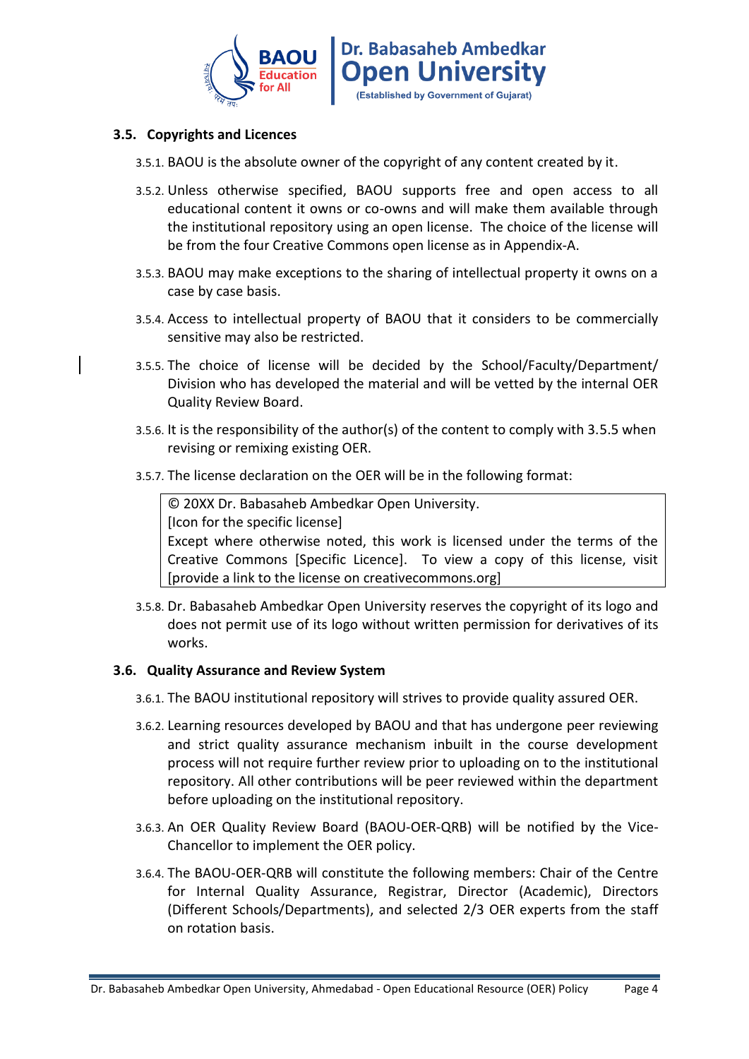### 3.5. Copyrights and Licences

3.5.1. BAOU is the absolute owner of the copyright of any content created by it.

3.5.2. Unless otherwise specified, BAOU supports free and open access to all educational content it owns or co-owns and will make them available through the institutional repository using an open license. The choice of the license will be from the four Creative Commons open license as in Appendix-A.

3.5.3. BAOU may make exceptions to the sharing of intellectual property it owns on a case by case basis.

3.5.4. Access to intellectual property of BAOU that it considers to be commercially sensitive may also be restricted.

3.5.5. The choice of license will be decided by the School/Faculty/Department/ Division who has developed the material and will be vetted by the internal OER Quality Review Board.

3.5.6. It is the responsibility of the author(s) of the content to comply with 3.5.5 when revising or remixing existing OER.

3.5.7. The license declaration on the OER will be in the following format:

> © 20XX Dr. Babasaheb Ambedkar Open University.
> [Icon for the specific license]
> Except where otherwise noted, this work is licensed under the terms of the Creative Commons [Specific Licence]. To view a copy of this license, visit [provide a link to the license on creativecommons.org]

3.5.8. Dr. Babasaheb Ambedkar Open University reserves the copyright of its logo and does not permit use of its logo without written permission for derivatives of its works.

### 3.6. Quality Assurance and Review System

3.6.1. The BAOU institutional repository will strives to provide quality assured OER.

3.6.2. Learning resources developed by BAOU and that has undergone peer reviewing and strict quality assurance mechanism inbuilt in the course development process will not require further review prior to uploading on to the institutional repository. All other contributions will be peer reviewed within the department before uploading on the institutional repository.

3.6.3. An OER Quality Review Board (BAOU-OER-QRB) will be notified by the Vice-Chancellor to implement the OER policy.

3.6.4. The BAOU-OER-QRB will constitute the following members: Chair of the Centre for Internal Quality Assurance, Registrar, Director (Academic), Directors (Different Schools/Departments), and selected 2/3 OER experts from the staff on rotation basis.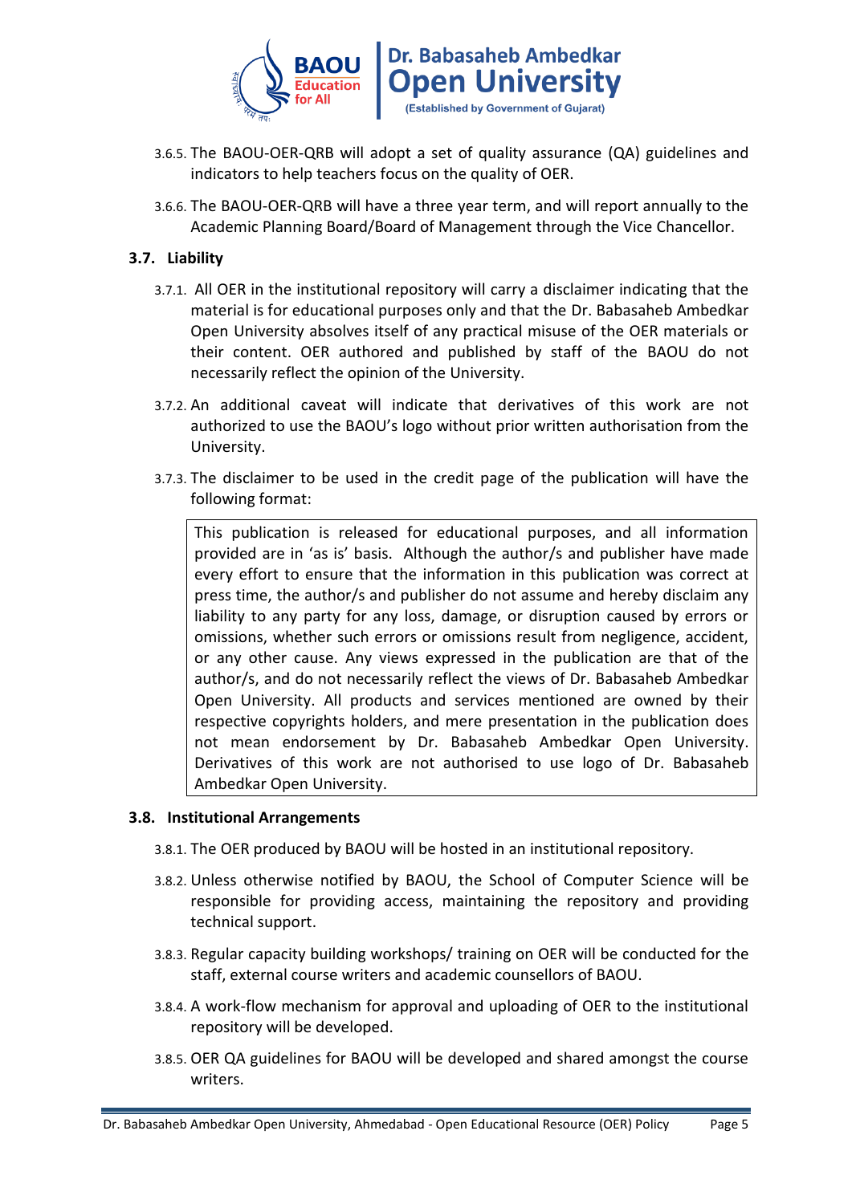3.6.5. The BAOU-OER-QRB will adopt a set of quality assurance (QA) guidelines and indicators to help teachers focus on the quality of OER.

3.6.6. The BAOU-OER-QRB will have a three year term, and will report annually to the Academic Planning Board/Board of Management through the Vice Chancellor.

### 3.7. Liability

3.7.1. All OER in the institutional repository will carry a disclaimer indicating that the material is for educational purposes only and that the Dr. Babasaheb Ambedkar Open University absolves itself of any practical misuse of the OER materials or their content. OER authored and published by staff of the BAOU do not necessarily reflect the opinion of the University.

3.7.2. An additional caveat will indicate that derivatives of this work are not authorized to use the BAOU's logo without prior written authorisation from the University.

3.7.3. The disclaimer to be used in the credit page of the publication will have the following format:

> This publication is released for educational purposes, and all information provided are in 'as is' basis. Although the author/s and publisher have made every effort to ensure that the information in this publication was correct at press time, the author/s and publisher do not assume and hereby disclaim any liability to any party for any loss, damage, or disruption caused by errors or omissions, whether such errors or omissions result from negligence, accident, or any other cause. Any views expressed in the publication are that of the author/s, and do not necessarily reflect the views of Dr. Babasaheb Ambedkar Open University. All products and services mentioned are owned by their respective copyrights holders, and mere presentation in the publication does not mean endorsement by Dr. Babasaheb Ambedkar Open University. Derivatives of this work are not authorised to use logo of Dr. Babasaheb Ambedkar Open University.

### 3.8. Institutional Arrangements

3.8.1. The OER produced by BAOU will be hosted in an institutional repository.

3.8.2. Unless otherwise notified by BAOU, the School of Computer Science will be responsible for providing access, maintaining the repository and providing technical support.

3.8.3. Regular capacity building workshops/ training on OER will be conducted for the staff, external course writers and academic counsellors of BAOU.

3.8.4. A work-flow mechanism for approval and uploading of OER to the institutional repository will be developed.

3.8.5. OER QA guidelines for BAOU will be developed and shared amongst the course writers.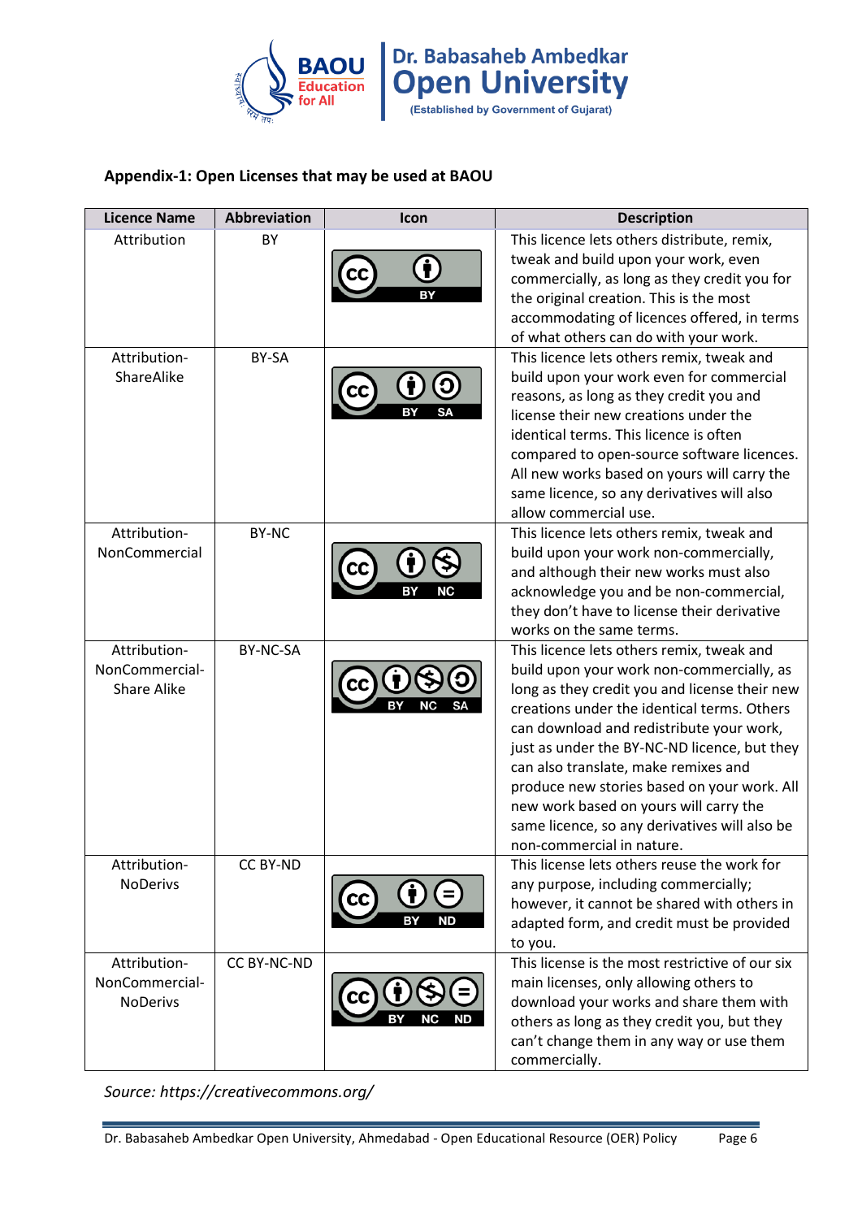## Appendix-1: Open Licenses that may be used at BAOU

| Licence Name | Abbreviation | Icon | Description |
|---|---|---|---|
| Attribution | BY | BY | This licence lets others distribute, remix, tweak and build upon your work, even commercially, as long as they credit you for the original creation. This is the most accommodating of licences offered, in terms of what others can do with your work. |
| Attribution-ShareAlike | BY-SA | BY SA | This licence lets others remix, tweak and build upon your work even for commercial reasons, as long as they credit you and license their new creations under the identical terms. This licence is often compared to open-source software licences. All new works based on yours will carry the same licence, so any derivatives will also allow commercial use. |
| Attribution-NonCommercial | BY-NC | BY NC | This licence lets others remix, tweak and build upon your work non-commercially, and although their new works must also acknowledge you and be non-commercial, they don't have to license their derivative works on the same terms. |
| Attribution-NonCommercial-Share Alike | BY-NC-SA | BY NC SA | This licence lets others remix, tweak and build upon your work non-commercially, as long as they credit you and license their new creations under the identical terms. Others can download and redistribute your work, just as under the BY-NC-ND licence, but they can also translate, make remixes and produce new stories based on your work. All new work based on yours will carry the same licence, so any derivatives will also be non-commercial in nature. |
| Attribution-NoDerivs | CC BY-ND | BY ND | This license lets others reuse the work for any purpose, including commercially; however, it cannot be shared with others in adapted form, and credit must be provided to you. |
| Attribution-NonCommercial-NoDerivs | CC BY-NC-ND | BY NC ND | This license is the most restrictive of our six main licenses, only allowing others to download your works and share them with others as long as they credit you, but they can't change them in any way or use them commercially. |

*Source: https://creativecommons.org/*